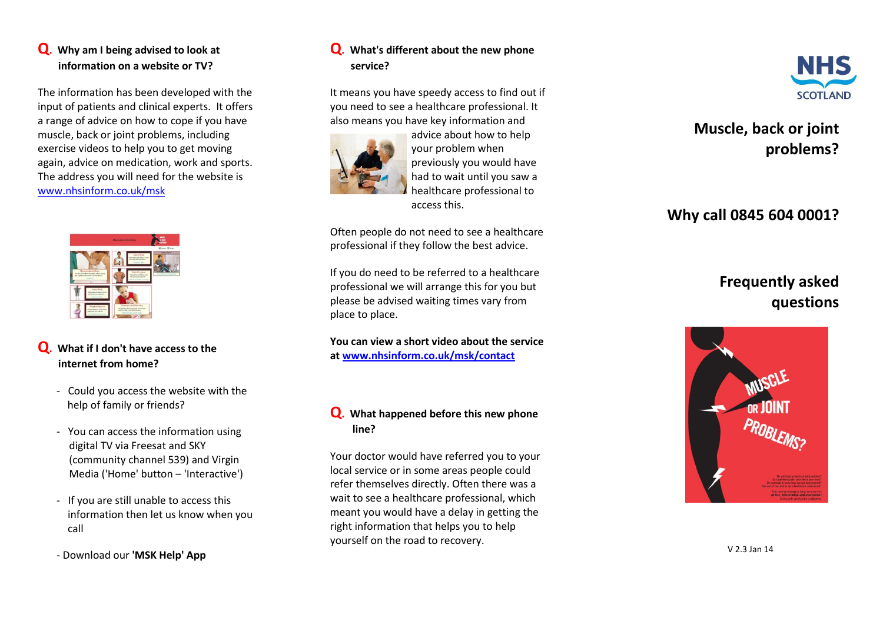## Q. Why am I being advised to look at information on a website or TV?

The information has been developed with the input of patients and clinical experts. It offers a range of advice on how to cope if you have muscle, back or joint problems, including exercise videos to help you to get moving again, advice on medication, work and sports. The address you will need for the website is [www.nhsinform.co.uk/msk](www.nhsinform.co.uk/msk)

## Q. What if I don't have access to the internet from home?

- Could you access the website with the help of family or friends?
- You can access the information using digital TV via Freesat and SKY (community channel 539) and Virgin Media ('Home' button – 'Interactive')
- If you are still unable to access this information then let us know when you call
- Download our **'MSK Help' App**

## Q. What's different about the new phone service?

It means you have speedy access to find out if you need to see a healthcare professional. It also means you have key information and advice about how to help your problem when previously you would have had to wait until you saw a healthcare professional to access this.

Often people do not need to see a healthcare professional if they follow the best advice.

If you do need to be referred to a healthcare professional we will arrange this for you but please be advised waiting times vary from place to place.

**You can view a short video about the service at [www.nhsinform.co.uk/msk/contact](www.nhsinform.co.uk/msk/contact)**

## Q. What happened before this new phone line?

Your doctor would have referred you to your local service or in some areas people could refer themselves directly. Often there was a wait to see a healthcare professional, which meant you would have a delay in getting the right information that helps you to help yourself on the road to recovery.

NHS SCOTLAND

# Muscle, back or joint problems?

## Why call 0845 604 0001?

## Frequently asked questions

V 2.3 Jan 14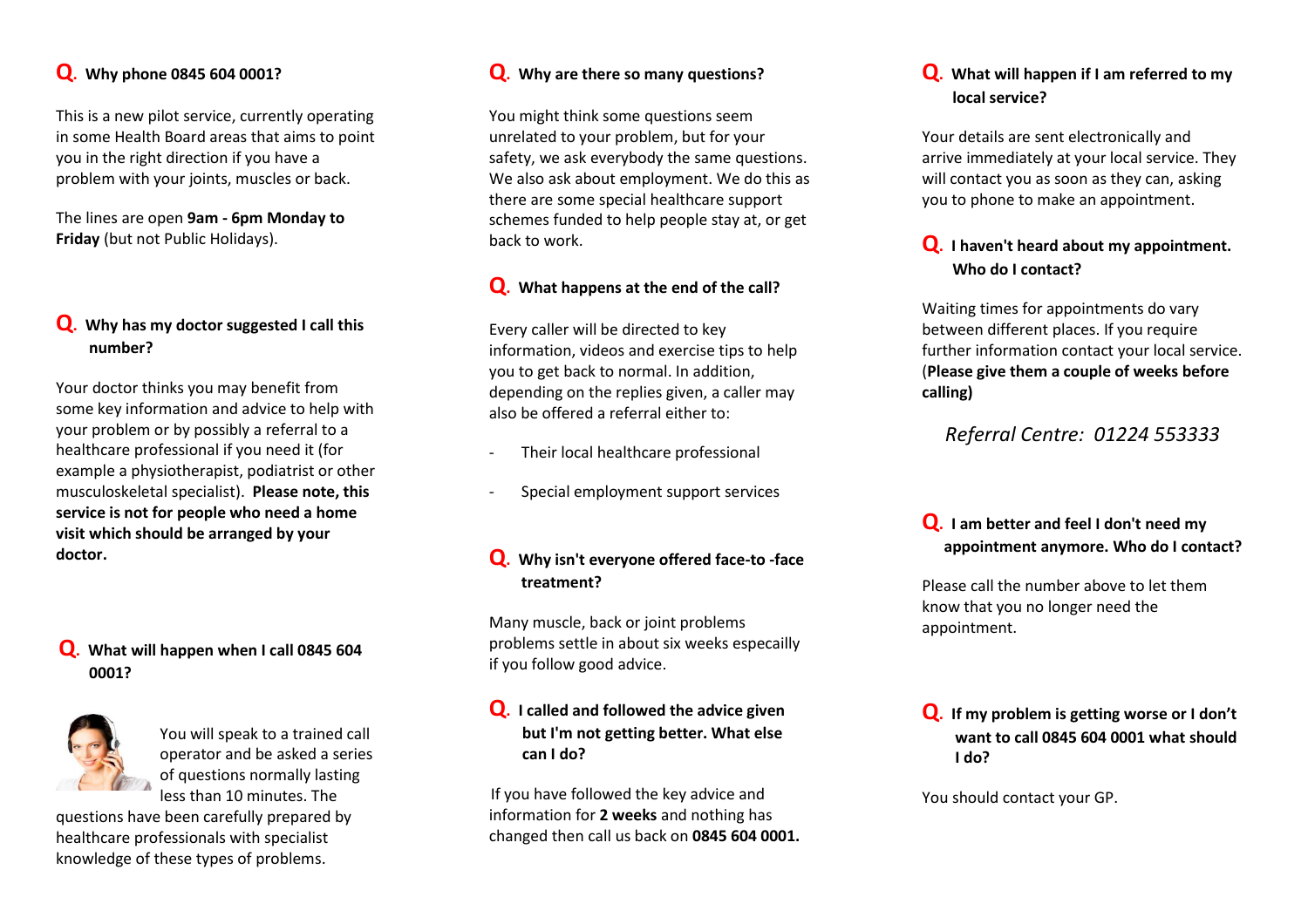**Q. Why phone 0845 604 0001?**

This is a new pilot service, currently operating in some Health Board areas that aims to point you in the right direction if you have a problem with your joints, muscles or back.

The lines are open **9am - 6pm Monday to Friday** (but not Public Holidays).

**Q. Why has my doctor suggested I call this number?**

Your doctor thinks you may benefit from some key information and advice to help with your problem or by possibly a referral to a healthcare professional if you need it (for example a physiotherapist, podiatrist or other musculoskeletal specialist). **Please note, this service is not for people who need a home visit which should be arranged by your doctor.**

**Q. What will happen when I call 0845 604 0001?**

You will speak to a trained call operator and be asked a series of questions normally lasting less than 10 minutes. The questions have been carefully prepared by healthcare professionals with specialist knowledge of these types of problems.

**Q. Why are there so many questions?**

You might think some questions seem unrelated to your problem, but for your safety, we ask everybody the same questions. We also ask about employment. We do this as there are some special healthcare support schemes funded to help people stay at, or get back to work.

**Q. What happens at the end of the call?**

Every caller will be directed to key information, videos and exercise tips to help you to get back to normal. In addition, depending on the replies given, a caller may also be offered a referral either to:

- Their local healthcare professional
- Special employment support services

**Q. Why isn't everyone offered face-to -face treatment?**

Many muscle, back or joint problems problems settle in about six weeks especailly if you follow good advice.

**Q. I called and followed the advice given but I'm not getting better. What else can I do?**

If you have followed the key advice and information for **2 weeks** and nothing has changed then call us back on **0845 604 0001.**

**Q. What will happen if I am referred to my local service?**

Your details are sent electronically and arrive immediately at your local service. They will contact you as soon as they can, asking you to phone to make an appointment.

**Q. I haven't heard about my appointment. Who do I contact?**

Waiting times for appointments do vary between different places. If you require further information contact your local service. (**Please give them a couple of weeks before calling)**

*Referral Centre: 01224 553333*

**Q. I am better and feel I don't need my appointment anymore. Who do I contact?**

Please call the number above to let them know that you no longer need the appointment.

**Q. If my problem is getting worse or I don't want to call 0845 604 0001 what should I do?**

You should contact your GP.